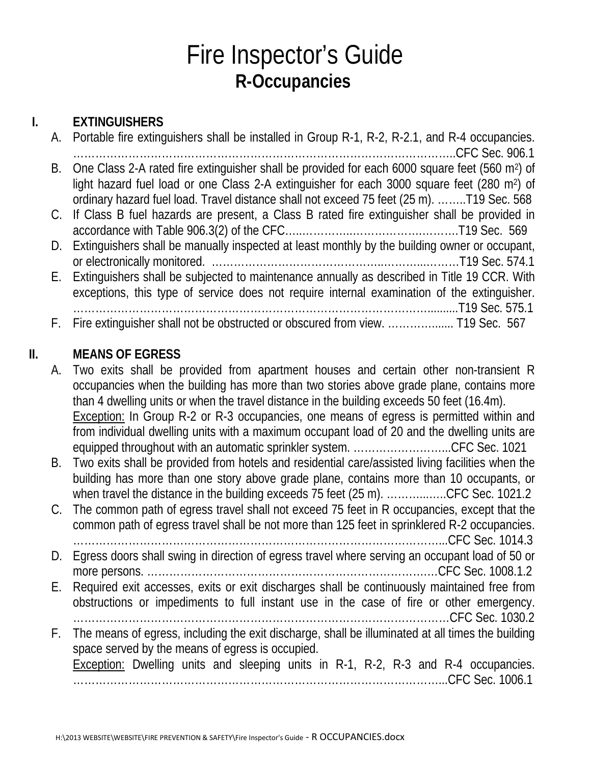# Fire Inspector's Guide

## R-Occupancies

### I. EXTINGUISHERS

A. Portable fire extinguishers shall be installed in Group R-1, R-2, R-2.1, and R-4 occupancies. ……………………………………………………………………………………………..CFC Sec. 906.1

B. One Class 2-A rated fire extinguisher shall be provided for each 6000 square feet (560 $m^2$) of light hazard fuel load or one Class 2-A extinguisher for each 3000 square feet (280 $m^2$) of ordinary hazard fuel load. Travel distance shall not exceed 75 feet (25 m). ……..T19 Sec. 568

C. If Class B fuel hazards are present, a Class B rated fire extinguisher shall be provided in accordance with Table 906.3(2) of the CFC…..………..………………..……..T19 Sec. 569

D. Extinguishers shall be manually inspected at least monthly by the building owner or occupant, or electronically monitored. ……………………………………..……...……T19 Sec. 574.1

E. Extinguishers shall be subjected to maintenance annually as described in Title 19 CCR. With exceptions, this type of service does not require internal examination of the extinguisher. …………………………………………………………………………….........T19 Sec. 575.1

F. Fire extinguisher shall not be obstructed or obscured from view. …………....... T19 Sec. 567

### II. MEANS OF EGRESS

A. Two exits shall be provided from apartment houses and certain other non-transient R occupancies when the building has more than two stories above grade plane, contains more than 4 dwelling units or when the travel distance in the building exceeds 50 feet (16.4m).
<u>Exception:</u> In Group R-2 or R-3 occupancies, one means of egress is permitted within and from individual dwelling units with a maximum occupant load of 20 and the dwelling units are equipped throughout with an automatic sprinkler system. ……………………...CFC Sec. 1021

B. Two exits shall be provided from hotels and residential care/assisted living facilities when the building has more than one story above grade plane, contains more than 10 occupants, or when travel the distance in the building exceeds 75 feet (25 m). ……….…….CFC Sec. 1021.2

C. The common path of egress travel shall not exceed 75 feet in R occupancies, except that the common path of egress travel shall be not more than 125 feet in sprinklered R-2 occupancies. …………………………………………………………………………………...CFC Sec. 1014.3

D. Egress doors shall swing in direction of egress travel where serving an occupant load of 50 or more persons. …………………………………………………………………CFC Sec. 1008.1.2

E. Required exit accesses, exits or exit discharges shall be continuously maintained free from obstructions or impediments to full instant use in the case of fire or other emergency. ……………………………………………………………………………………CFC Sec. 1030.2

F. The means of egress, including the exit discharge, shall be illuminated at all times the building space served by the means of egress is occupied.
<u>Exception:</u> Dwelling units and sleeping units in R-1, R-2, R-3 and R-4 occupancies. …………………………………………………………………………………...CFC Sec. 1006.1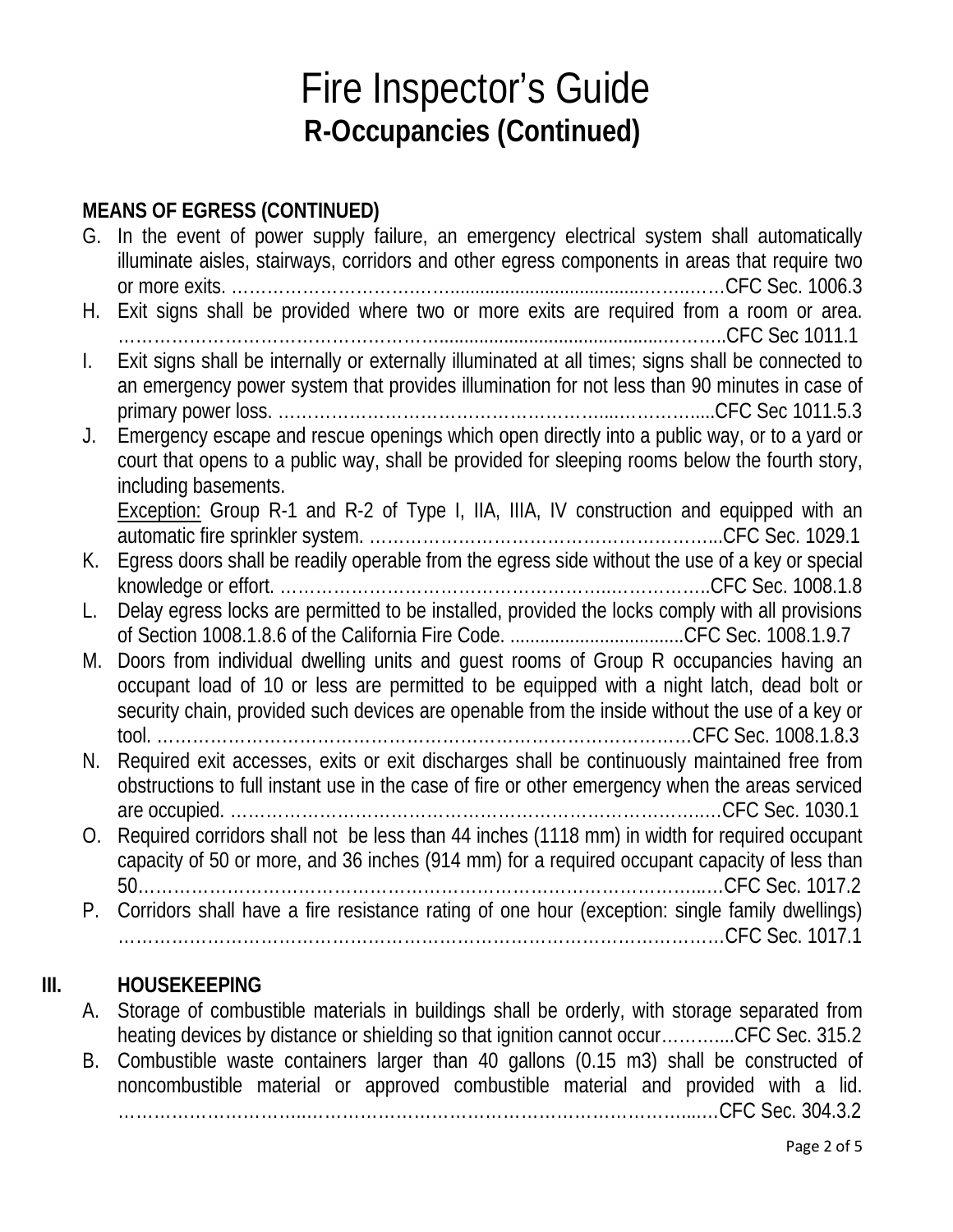# Fire Inspector's Guide

## R-Occupancies (Continued)

**MEANS OF EGRESS (CONTINUED)**

G. In the event of power supply failure, an emergency electrical system shall automatically illuminate aisles, stairways, corridors and other egress components in areas that require two or more exits. ……………………………….................................………….…CFC Sec. 1006.3

H. Exit signs shall be provided where two or more exits are required from a room or area. ……………………………………………….........................................………..CFC Sec 1011.1

I. Exit signs shall be internally or externally illuminated at all times; signs shall be connected to an emergency power system that provides illumination for not less than 90 minutes in case of primary power loss. ………………………………………………......…………....CFC Sec 1011.5.3

J. Emergency escape and rescue openings which open directly into a public way, or to a yard or court that opens to a public way, shall be provided for sleeping rooms below the fourth story, including basements.
   Exception: Group R-1 and R-2 of Type I, IIA, IIIA, IV construction and equipped with an automatic fire sprinkler system. ……………………………………………………...CFC Sec. 1029.1

K. Egress doors shall be readily operable from the egress side without the use of a key or special knowledge or effort. ………………………………………………....……………..CFC Sec. 1008.1.8

L. Delay egress locks are permitted to be installed, provided the locks comply with all provisions of Section 1008.1.8.6 of the California Fire Code. ..................................CFC Sec. 1008.1.9.7

M. Doors from individual dwelling units and guest rooms of Group R occupancies having an occupant load of 10 or less are permitted to be equipped with a night latch, dead bolt or security chain, provided such devices are openable from the inside without the use of a key or tool. …………………………………………………………………………………CFC Sec. 1008.1.8.3

N. Required exit accesses, exits or exit discharges shall be continuously maintained free from obstructions to full instant use in the case of fire or other emergency when the areas serviced are occupied. ………………………………………………………………………….CFC Sec. 1030.1

O. Required corridors shall not be less than 44 inches (1118 mm) in width for required occupant capacity of 50 or more, and 36 inches (914 mm) for a required occupant capacity of less than 50…………………………………………………………………………………..…CFC Sec. 1017.2

P. Corridors shall have a fire resistance rating of one hour (exception: single family dwellings) ……………………………………………………………………………………………CFC Sec. 1017.1

**III. HOUSEKEEPING**

A. Storage of combustible materials in buildings shall be orderly, with storage separated from heating devices by distance or shielding so that ignition cannot occur………....CFC Sec. 315.2

B. Combustible waste containers larger than 40 gallons (0.15 m3) shall be constructed of noncombustible material or approved combustible material and provided with a lid. ………………………...……………………………………………………......CFC Sec. 304.3.2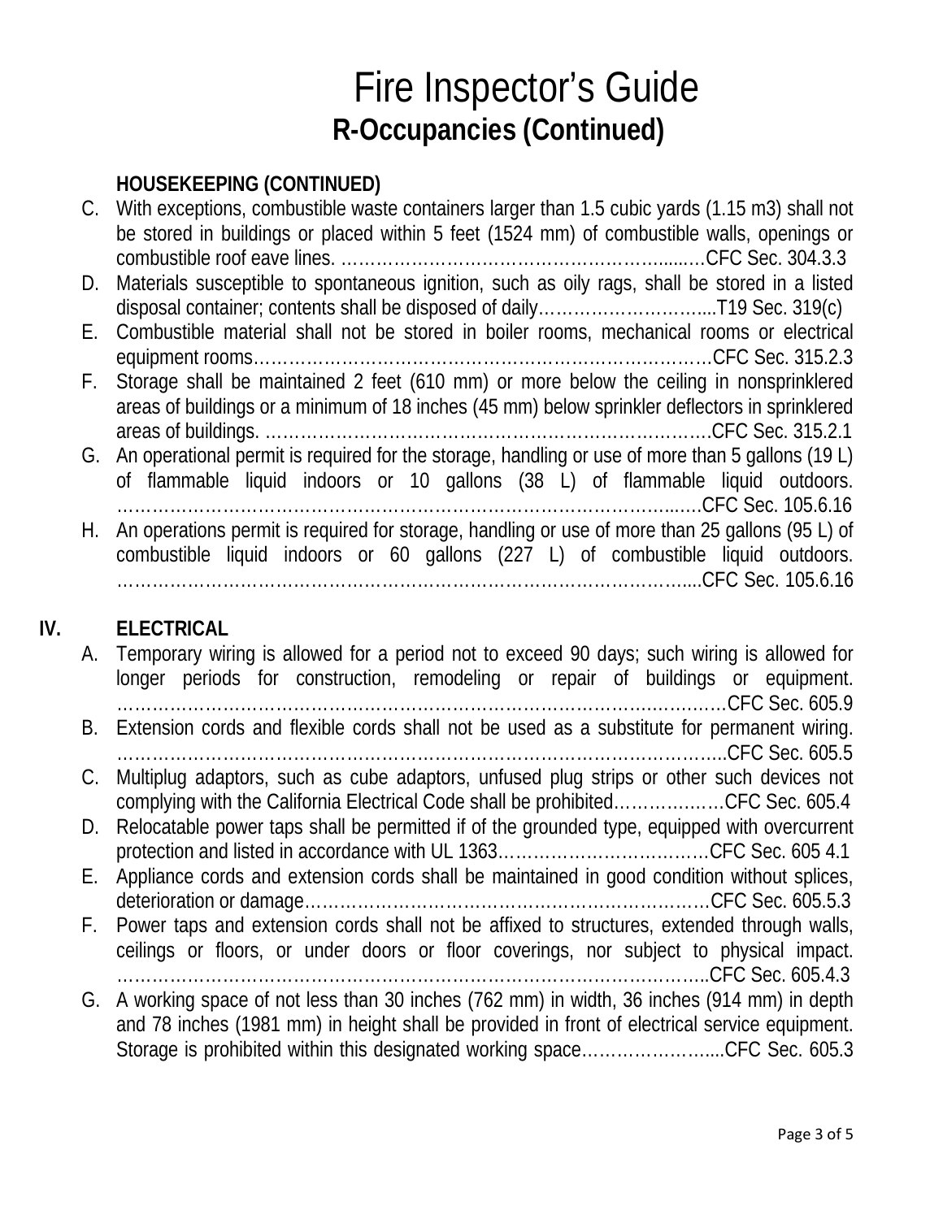# Fire Inspector's Guide

## R-Occupancies (Continued)

### HOUSEKEEPING (CONTINUED)

C. With exceptions, combustible waste containers larger than 1.5 cubic yards (1.15 m3) shall not be stored in buildings or placed within 5 feet (1524 mm) of combustible walls, openings or combustible roof eave lines. ……………………………………………………......…CFC Sec. 304.3.3

D. Materials susceptible to spontaneous ignition, such as oily rags, shall be stored in a listed disposal container; contents shall be disposed of daily………………………….....T19 Sec. 319(c)

E. Combustible material shall not be stored in boiler rooms, mechanical rooms or electrical equipment rooms……………………………………………………………………….CFC Sec. 315.2.3

F. Storage shall be maintained 2 feet (610 mm) or more below the ceiling in nonsprinklered areas of buildings or a minimum of 18 inches (45 mm) below sprinkler deflectors in sprinklered areas of buildings. ………………………………………………………………….CFC Sec. 315.2.1

G. An operational permit is required for the storage, handling or use of more than 5 gallons (19 L) of flammable liquid indoors or 10 gallons (38 L) of flammable liquid outdoors. ……………………………………………………………………………………..….CFC Sec. 105.6.16

H. An operations permit is required for storage, handling or use of more than 25 gallons (95 L) of combustible liquid indoors or 60 gallons (227 L) of combustible liquid outdoors. …………………………………………………………………………………….....CFC Sec. 105.6.16

## IV. ELECTRICAL

A. Temporary wiring is allowed for a period not to exceed 90 days; such wiring is allowed for longer periods for construction, remodeling or repair of buildings or equipment. ……………………………………………………………………………….…….……CFC Sec. 605.9

B. Extension cords and flexible cords shall not be used as a substitute for permanent wiring. ……………………………………………………………………………………….....CFC Sec. 605.5

C. Multiplug adaptors, such as cube adaptors, unfused plug strips or other such devices not complying with the California Electrical Code shall be prohibited………….……CFC Sec. 605.4

D. Relocatable power taps shall be permitted if of the grounded type, equipped with overcurrent protection and listed in accordance with UL 1363………………………………CFC Sec. 605 4.1

E. Appliance cords and extension cords shall be maintained in good condition without splices, deterioration or damage……………………………………………………………CFC Sec. 605.5.3

F. Power taps and extension cords shall not be affixed to structures, extended through walls, ceilings or floors, or under doors or floor coverings, nor subject to physical impact. ……………………………………………………………………………………..CFC Sec. 605.4.3

G. A working space of not less than 30 inches (762 mm) in width, 36 inches (914 mm) in depth and 78 inches (1981 mm) in height shall be provided in front of electrical service equipment. Storage is prohibited within this designated working space…………………....CFC Sec. 605.3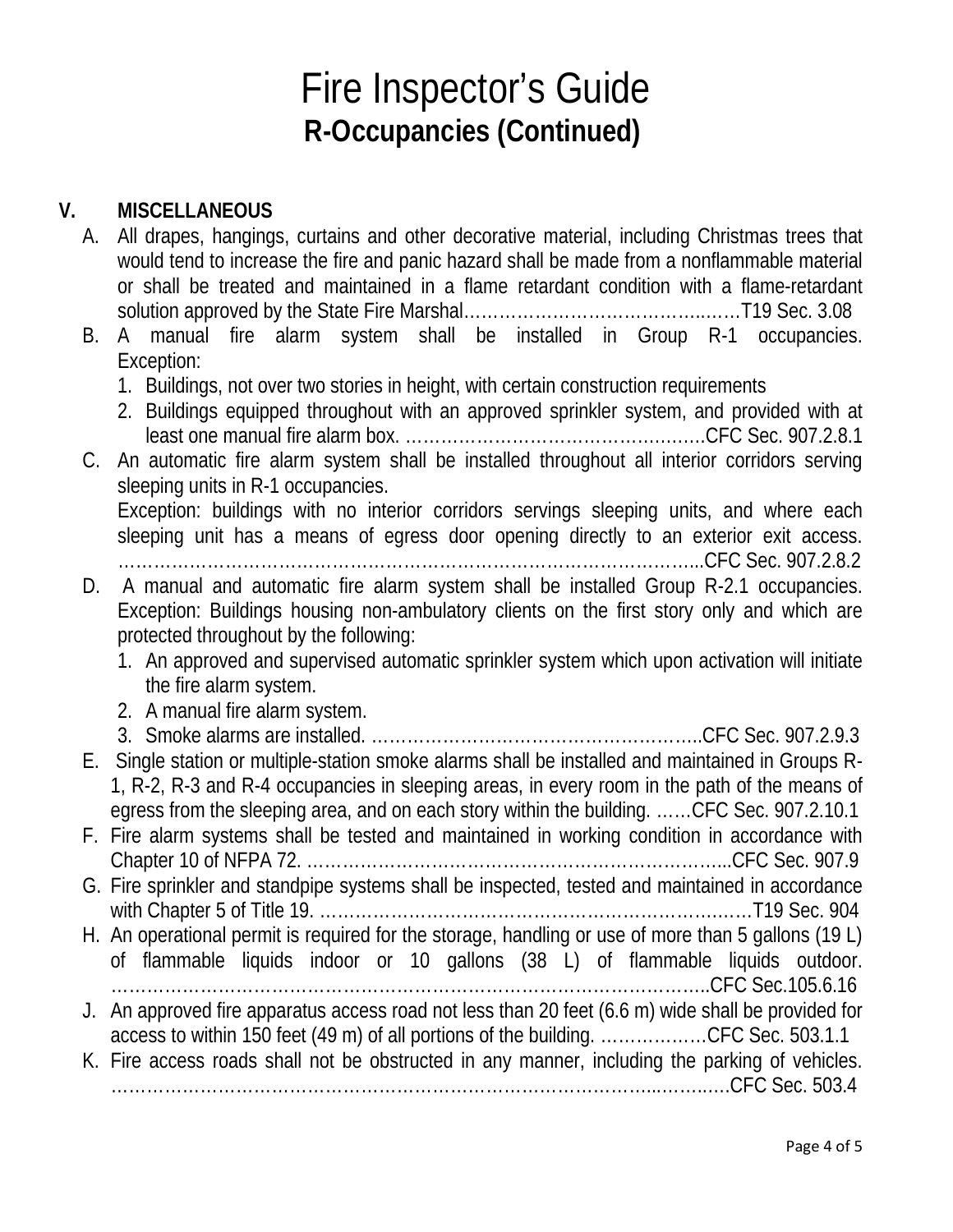# Fire Inspector's Guide

## R-Occupancies (Continued)

### V. MISCELLANEOUS

A. All drapes, hangings, curtains and other decorative material, including Christmas trees that would tend to increase the fire and panic hazard shall be made from a nonflammable material or shall be treated and maintained in a flame retardant condition with a flame-retardant solution approved by the State Fire Marshal…………………………………..……T19 Sec. 3.08

B. A manual fire alarm system shall be installed in Group R-1 occupancies. Exception:
   1. Buildings, not over two stories in height, with certain construction requirements
   2. Buildings equipped throughout with an approved sprinkler system, and provided with at least one manual fire alarm box. ………………………………………….….CFC Sec. 907.2.8.1

C. An automatic fire alarm system shall be installed throughout all interior corridors serving sleeping units in R-1 occupancies.
   Exception: buildings with no interior corridors servings sleeping units, and where each sleeping unit has a means of egress door opening directly to an exterior exit access. ……………………………………………………………………………………...CFC Sec. 907.2.8.2

D. A manual and automatic fire alarm system shall be installed Group R-2.1 occupancies. Exception: Buildings housing non-ambulatory clients on the first story only and which are protected throughout by the following:
   1. An approved and supervised automatic sprinkler system which upon activation will initiate the fire alarm system.
   2. A manual fire alarm system.
   3. Smoke alarms are installed. ………………………………………………..CFC Sec. 907.2.9.3

E. Single station or multiple-station smoke alarms shall be installed and maintained in Groups R-1, R-2, R-3 and R-4 occupancies in sleeping areas, in every room in the path of the means of egress from the sleeping area, and on each story within the building. ……CFC Sec. 907.2.10.1

F. Fire alarm systems shall be tested and maintained in working condition in accordance with Chapter 10 of NFPA 72. ……………………………………………………………...CFC Sec. 907.9

G. Fire sprinkler and standpipe systems shall be inspected, tested and maintained in accordance with Chapter 5 of Title 19. ……………………………………………………………T19 Sec. 904

H. An operational permit is required for the storage, handling or use of more than 5 gallons (19 L) of flammable liquids indoor or 10 gallons (38 L) of flammable liquids outdoor. ………………………………………………………………………………………..CFC Sec.105.6.16

J. An approved fire apparatus access road not less than 20 feet (6.6 m) wide shall be provided for access to within 150 feet (49 m) of all portions of the building. ………………CFC Sec. 503.1.1

K. Fire access roads shall not be obstructed in any manner, including the parking of vehicles. ……………………………………………………………………………...……..….CFC Sec. 503.4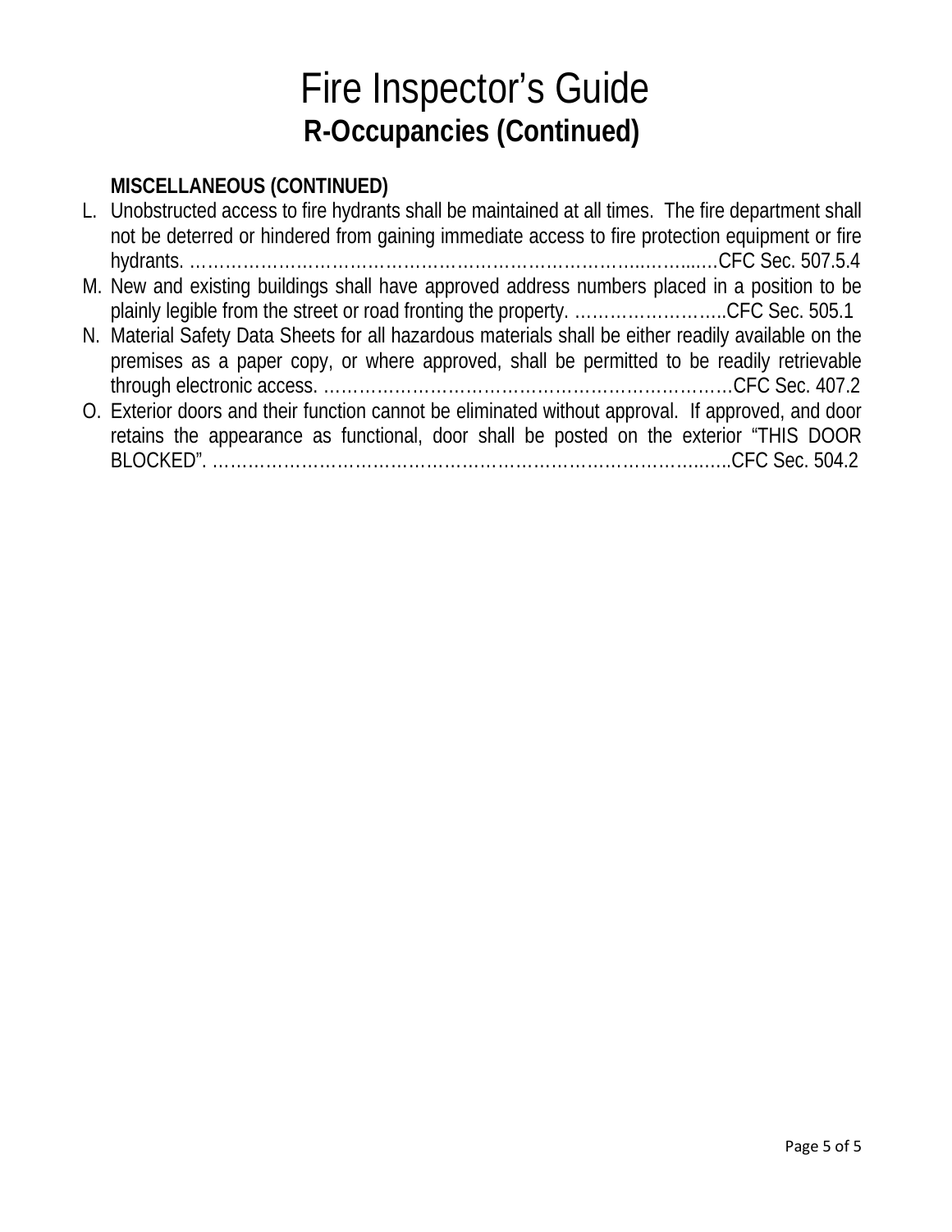# Fire Inspector's Guide

## R-Occupancies (Continued)

**MISCELLANEOUS (CONTINUED)**

L. Unobstructed access to fire hydrants shall be maintained at all times. The fire department shall not be deterred or hindered from gaining immediate access to fire protection equipment or fire hydrants. ……………………………………………………………………………………CFC Sec. 507.5.4

M. New and existing buildings shall have approved address numbers placed in a position to be plainly legible from the street or road fronting the property. ……………………..CFC Sec. 505.1

N. Material Safety Data Sheets for all hazardous materials shall be either readily available on the premises as a paper copy, or where approved, shall be permitted to be readily retrievable through electronic access. ……………………………………………………………CFC Sec. 407.2

O. Exterior doors and their function cannot be eliminated without approval. If approved, and door retains the appearance as functional, door shall be posted on the exterior "THIS DOOR BLOCKED". ………………………………………………………………………………..CFC Sec. 504.2